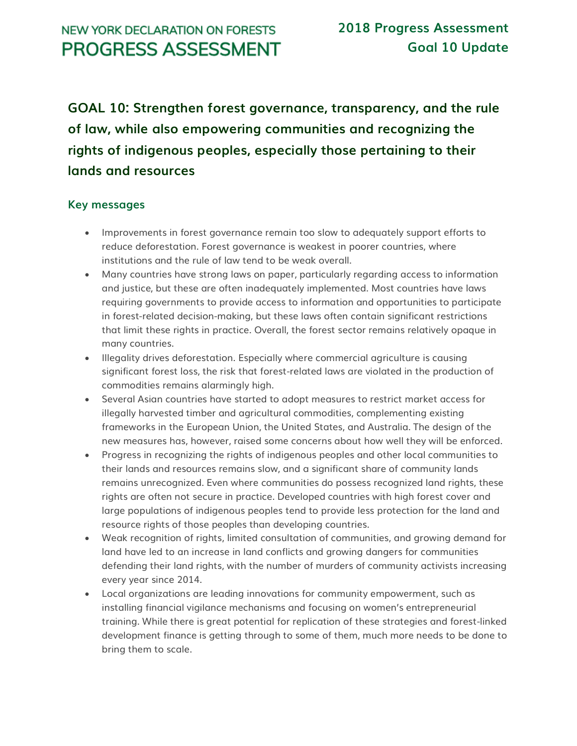# GOAL 10: Strengthen forest governance, transparency, and the rule of law, while also empowering communities and recognizing the rights of indigenous peoples, especially those pertaining to their lands and resources

## Key messages

- Improvements in forest governance remain too slow to adequately support efforts to reduce deforestation. Forest governance is weakest in poorer countries, where institutions and the rule of law tend to be weak overall.
- Many countries have strong laws on paper, particularly regarding access to information and justice, but these are often inadequately implemented. Most countries have laws requiring governments to provide access to information and opportunities to participate in forest-related decision-making, but these laws often contain significant restrictions that limit these rights in practice. Overall, the forest sector remains relatively opaque in many countries.
- Illegality drives deforestation. Especially where commercial agriculture is causing significant forest loss, the risk that forest-related laws are violated in the production of commodities remains alarmingly high.
- Several Asian countries have started to adopt measures to restrict market access for illegally harvested timber and agricultural commodities, complementing existing frameworks in the European Union, the United States, and Australia. The design of the new measures has, however, raised some concerns about how well they will be enforced.
- Progress in recognizing the rights of indigenous peoples and other local communities to their lands and resources remains slow, and a significant share of community lands remains unrecognized. Even where communities do possess recognized land rights, these rights are often not secure in practice. Developed countries with high forest cover and large populations of indigenous peoples tend to provide less protection for the land and resource rights of those peoples than developing countries.
- Weak recognition of rights, limited consultation of communities, and growing demand for land have led to an increase in land conflicts and growing dangers for communities defending their land rights, with the number of murders of community activists increasing every year since 2014.
- Local organizations are leading innovations for community empowerment, such as installing financial vigilance mechanisms and focusing on women's entrepreneurial training. While there is great potential for replication of these strategies and forest-linked development finance is getting through to some of them, much more needs to be done to bring them to scale.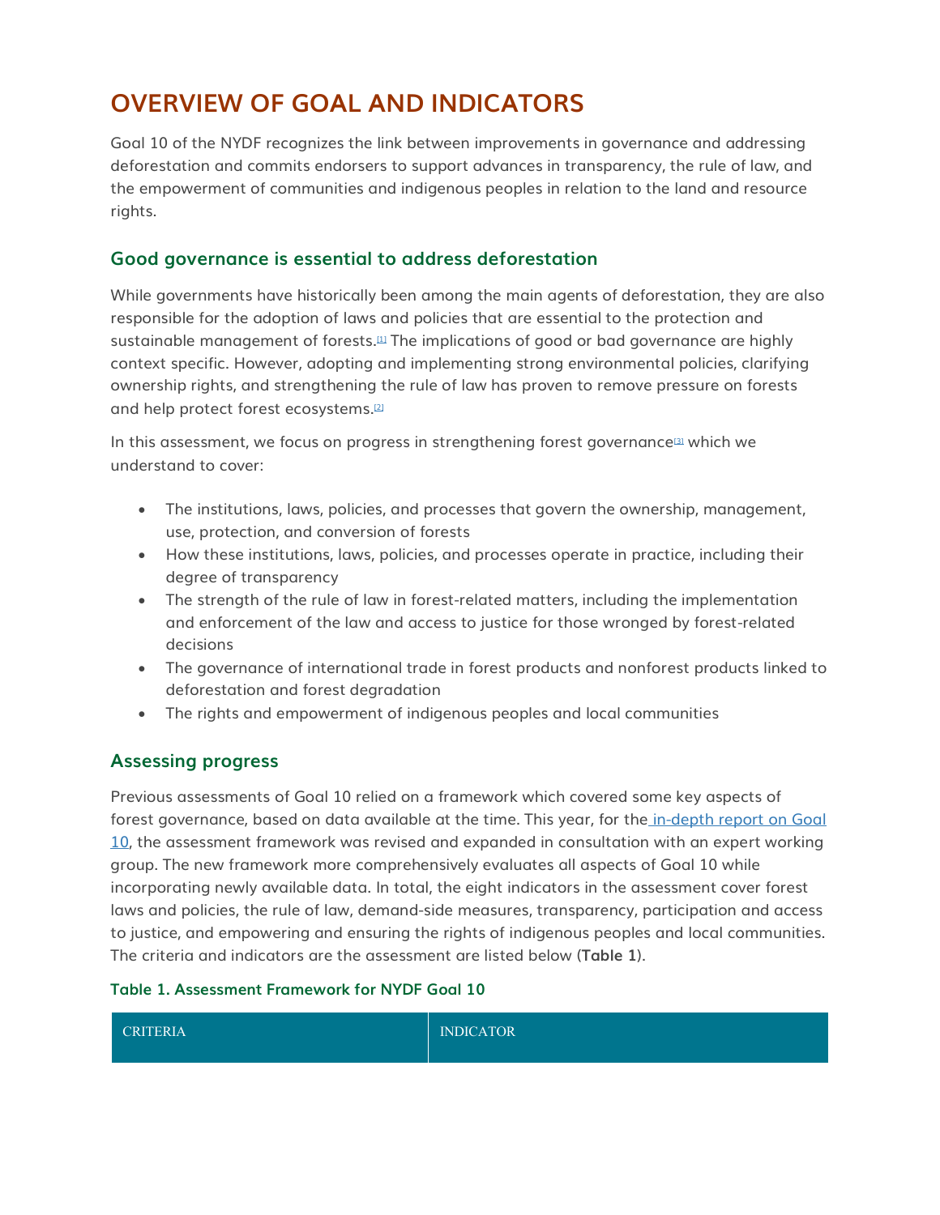# OVERVIEW OF GOAL AND INDICATORS

Goal 10 of the NYDF recognizes the link between improvements in governance and addressing deforestation and commits endorsers to support advances in transparency, the rule of law, and the empowerment of communities and indigenous peoples in relation to the land and resource rights.

## Good governance is essential to address deforestation

While governments have historically been among the main agents of deforestation, they are also responsible for the adoption of laws and policies that are essential to the protection and sustainable management of forests.[1] The implications of good or bad governance are highly context specific. However, adopting and implementing strong environmental policies, clarifying ownership rights, and strengthening the rule of law has proven to remove pressure on forests and help protect forest ecosystems.[2]

In this assessment, we focus on progress in strengthening forest governance[3] which we understand to cover:

- The institutions, laws, policies, and processes that govern the ownership, management, use, protection, and conversion of forests
- How these institutions, laws, policies, and processes operate in practice, including their degree of transparency
- The strength of the rule of law in forest-related matters, including the implementation and enforcement of the law and access to justice for those wronged by forest-related decisions
- The governance of international trade in forest products and nonforest products linked to deforestation and forest degradation
- The rights and empowerment of indigenous peoples and local communities

## Assessing progress

Previous assessments of Goal 10 relied on a framework which covered some key aspects of forest governance, based on data available at the time. This year, for the in-depth report on Goal 10, the assessment framework was revised and expanded in consultation with an expert working group. The new framework more comprehensively evaluates all aspects of Goal 10 while incorporating newly available data. In total, the eight indicators in the assessment cover forest laws and policies, the rule of law, demand-side measures, transparency, participation and access to justice, and empowering and ensuring the rights of indigenous peoples and local communities. The criteria and indicators are the assessment are listed below (**Table 1**).

### Table 1. Assessment Framework for NYDF Goal 10

| CRITERIA | INDICATOR |
|---|---|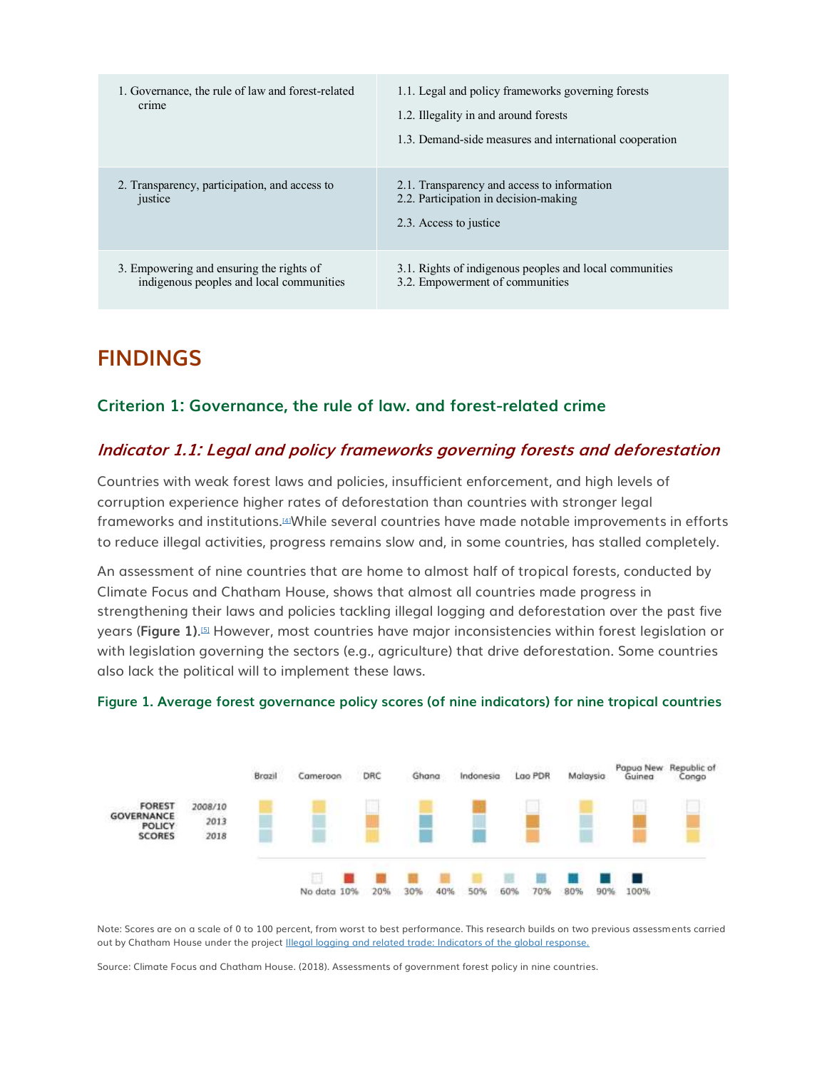| 1. Governance, the rule of law and forest-related crime | 1.1. Legal and policy frameworks governing forests<br>1.2. Illegality in and around forests<br>1.3. Demand-side measures and international cooperation |
|---|---|
| 2. Transparency, participation, and access to justice | 2.1. Transparency and access to information<br>2.2. Participation in decision-making<br>2.3. Access to justice |
| 3. Empowering and ensuring the rights of indigenous peoples and local communities | 3.1. Rights of indigenous peoples and local communities<br>3.2. Empowerment of communities |

# FINDINGS

## Criterion 1: Governance, the rule of law. and forest-related crime

### *Indicator 1.1: Legal and policy frameworks governing forests and deforestation*

Countries with weak forest laws and policies, insufficient enforcement, and high levels of corruption experience higher rates of deforestation than countries with stronger legal frameworks and institutions.[4] While several countries have made notable improvements in efforts to reduce illegal activities, progress remains slow and, in some countries, has stalled completely.

An assessment of nine countries that are home to almost half of tropical forests, conducted by Climate Focus and Chatham House, shows that almost all countries made progress in strengthening their laws and policies tackling illegal logging and deforestation over the past five years (**Figure 1**).[5] However, most countries have major inconsistencies within forest legislation or with legislation governing the sectors (e.g., agriculture) that drive deforestation. Some countries also lack the political will to implement these laws.

**Figure 1. Average forest governance policy scores (of nine indicators) for nine tropical countries**

Note: Scores are on a scale of 0 to 100 percent, from worst to best performance. This research builds on two previous assessments carried out by Chatham House under the project Illegal logging and related trade: Indicators of the global response.

Source: Climate Focus and Chatham House. (2018). Assessments of government forest policy in nine countries.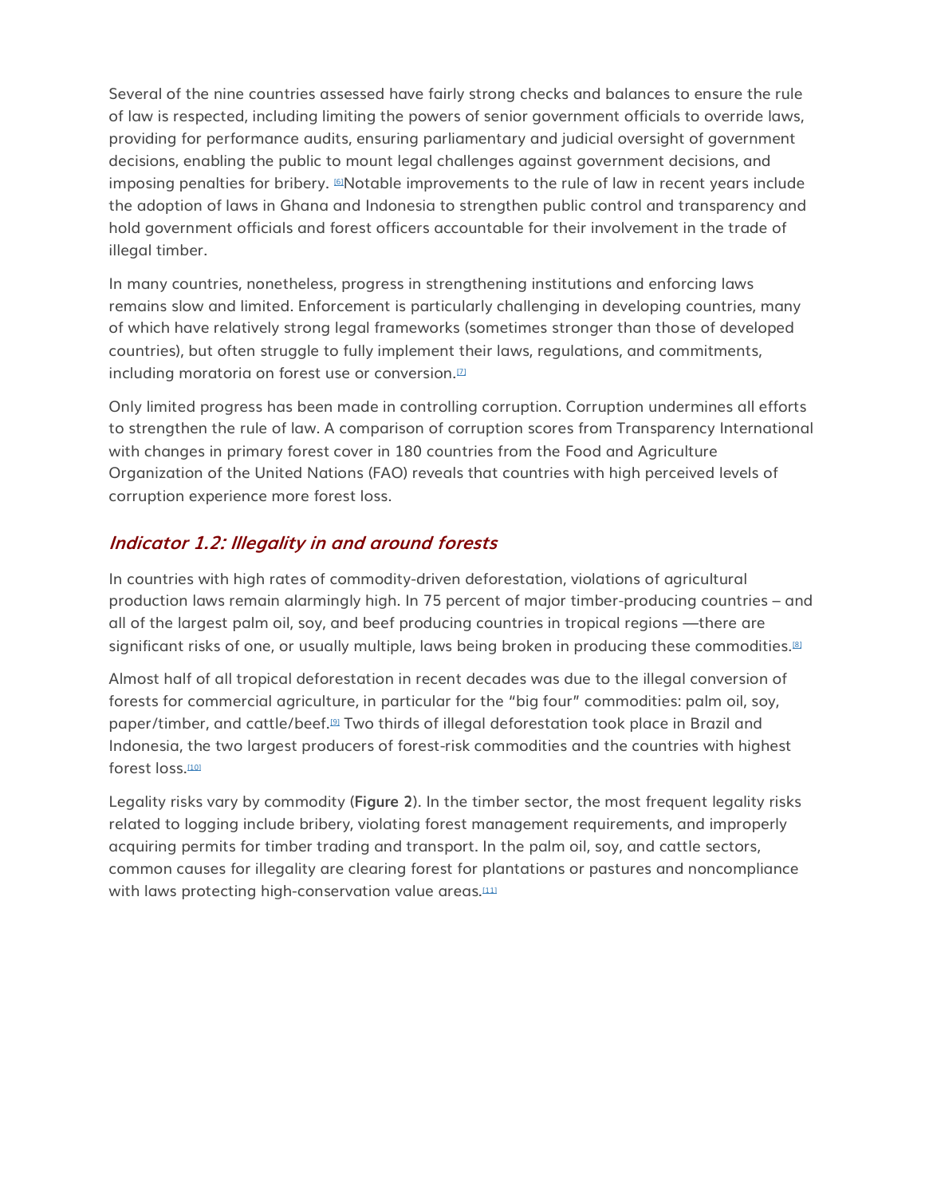Several of the nine countries assessed have fairly strong checks and balances to ensure the rule of law is respected, including limiting the powers of senior government officials to override laws, providing for performance audits, ensuring parliamentary and judicial oversight of government decisions, enabling the public to mount legal challenges against government decisions, and imposing penalties for bribery. [6]Notable improvements to the rule of law in recent years include the adoption of laws in Ghana and Indonesia to strengthen public control and transparency and hold government officials and forest officers accountable for their involvement in the trade of illegal timber.

In many countries, nonetheless, progress in strengthening institutions and enforcing laws remains slow and limited. Enforcement is particularly challenging in developing countries, many of which have relatively strong legal frameworks (sometimes stronger than those of developed countries), but often struggle to fully implement their laws, regulations, and commitments, including moratoria on forest use or conversion.[7]

Only limited progress has been made in controlling corruption. Corruption undermines all efforts to strengthen the rule of law. A comparison of corruption scores from Transparency International with changes in primary forest cover in 180 countries from the Food and Agriculture Organization of the United Nations (FAO) reveals that countries with high perceived levels of corruption experience more forest loss.

### *Indicator 1.2: Illegality in and around forests*

In countries with high rates of commodity-driven deforestation, violations of agricultural production laws remain alarmingly high. In 75 percent of major timber-producing countries – and all of the largest palm oil, soy, and beef producing countries in tropical regions —there are significant risks of one, or usually multiple, laws being broken in producing these commodities.[8]

Almost half of all tropical deforestation in recent decades was due to the illegal conversion of forests for commercial agriculture, in particular for the "big four" commodities: palm oil, soy, paper/timber, and cattle/beef.[9] Two thirds of illegal deforestation took place in Brazil and Indonesia, the two largest producers of forest-risk commodities and the countries with highest forest loss.[10]

Legality risks vary by commodity (**Figure 2**). In the timber sector, the most frequent legality risks related to logging include bribery, violating forest management requirements, and improperly acquiring permits for timber trading and transport. In the palm oil, soy, and cattle sectors, common causes for illegality are clearing forest for plantations or pastures and noncompliance with laws protecting high-conservation value areas.[11]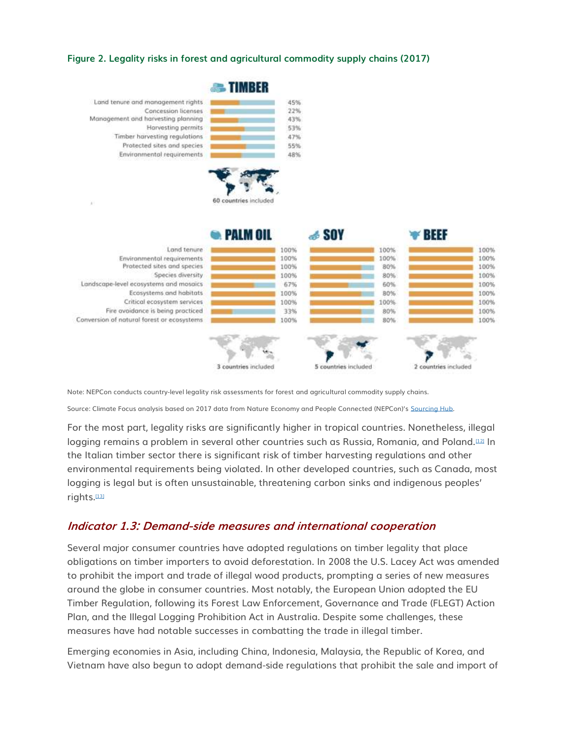**Figure 2. Legality risks in forest and agricultural commodity supply chains (2017)**

**TIMBER**

| Category | Risk |
|---|---|
| Land tenure and management rights | 45% |
| Concession licenses | 22% |
| Management and harvesting planning | 43% |
| Harvesting permits | 53% |
| Timber harvesting regulations | 47% |
| Protected sites and species | 55% |
| Environmental requirements | 48% |

60 countries included

| Category | PALM OIL | SOY | BEEF |
|---|---|---|---|
| Land tenure | 100% | 100% | 100% |
| Environmental requirements | 100% | 100% | 100% |
| Protected sites and species | 100% | 80% | 100% |
| Species diversity | 100% | 80% | 100% |
| Landscape-level ecosystems and mosaics | 67% | 60% | 100% |
| Ecosystems and habitats | 100% | 80% | 100% |
| Critical ecosystem services | 100% | 100% | 100% |
| Fire avoidance is being practiced | 33% | 80% | 100% |
| Conversion of natural forest or ecosystems | 100% | 80% | 100% |
| | 3 countries included | 5 countries included | 2 countries included |

Note: NEPCon conducts country-level legality risk assessments for forest and agricultural commodity supply chains.

Source: Climate Focus analysis based on 2017 data from Nature Economy and People Connected (NEPCon)'s Sourcing Hub.

For the most part, legality risks are significantly higher in tropical countries. Nonetheless, illegal logging remains a problem in several other countries such as Russia, Romania, and Poland.[12] In the Italian timber sector there is significant risk of timber harvesting regulations and other environmental requirements being violated. In other developed countries, such as Canada, most logging is legal but is often unsustainable, threatening carbon sinks and indigenous peoples' rights.[13]

## *Indicator 1.3: Demand-side measures and international cooperation*

Several major consumer countries have adopted regulations on timber legality that place obligations on timber importers to avoid deforestation. In 2008 the U.S. Lacey Act was amended to prohibit the import and trade of illegal wood products, prompting a series of new measures around the globe in consumer countries. Most notably, the European Union adopted the EU Timber Regulation, following its Forest Law Enforcement, Governance and Trade (FLEGT) Action Plan, and the Illegal Logging Prohibition Act in Australia. Despite some challenges, these measures have had notable successes in combatting the trade in illegal timber.

Emerging economies in Asia, including China, Indonesia, Malaysia, the Republic of Korea, and Vietnam have also begun to adopt demand-side regulations that prohibit the sale and import of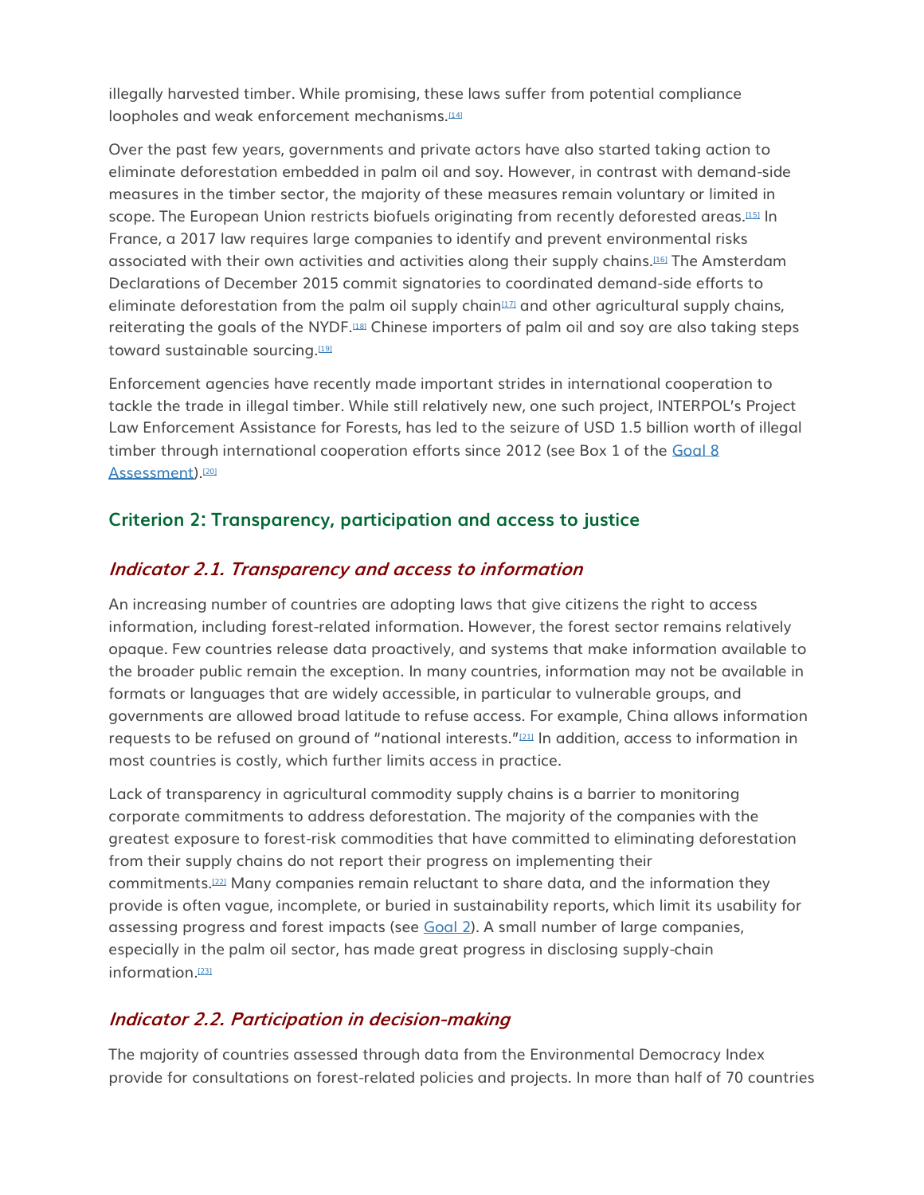illegally harvested timber. While promising, these laws suffer from potential compliance loopholes and weak enforcement mechanisms.[14]

Over the past few years, governments and private actors have also started taking action to eliminate deforestation embedded in palm oil and soy. However, in contrast with demand-side measures in the timber sector, the majority of these measures remain voluntary or limited in scope. The European Union restricts biofuels originating from recently deforested areas.[15] In France, a 2017 law requires large companies to identify and prevent environmental risks associated with their own activities and activities along their supply chains.[16] The Amsterdam Declarations of December 2015 commit signatories to coordinated demand-side efforts to eliminate deforestation from the palm oil supply chain[17] and other agricultural supply chains, reiterating the goals of the NYDF.[18] Chinese importers of palm oil and soy are also taking steps toward sustainable sourcing.[19]

Enforcement agencies have recently made important strides in international cooperation to tackle the trade in illegal timber. While still relatively new, one such project, INTERPOL's Project Law Enforcement Assistance for Forests, has led to the seizure of USD 1.5 billion worth of illegal timber through international cooperation efforts since 2012 (see Box 1 of the Goal 8 Assessment).[20]

## Criterion 2: Transparency, participation and access to justice

### *Indicator 2.1. Transparency and access to information*

An increasing number of countries are adopting laws that give citizens the right to access information, including forest-related information. However, the forest sector remains relatively opaque. Few countries release data proactively, and systems that make information available to the broader public remain the exception. In many countries, information may not be available in formats or languages that are widely accessible, in particular to vulnerable groups, and governments are allowed broad latitude to refuse access. For example, China allows information requests to be refused on ground of "national interests."[21] In addition, access to information in most countries is costly, which further limits access in practice.

Lack of transparency in agricultural commodity supply chains is a barrier to monitoring corporate commitments to address deforestation. The majority of the companies with the greatest exposure to forest-risk commodities that have committed to eliminating deforestation from their supply chains do not report their progress on implementing their commitments.[22] Many companies remain reluctant to share data, and the information they provide is often vague, incomplete, or buried in sustainability reports, which limit its usability for assessing progress and forest impacts (see Goal 2). A small number of large companies, especially in the palm oil sector, has made great progress in disclosing supply-chain information.[23]

### *Indicator 2.2. Participation in decision-making*

The majority of countries assessed through data from the Environmental Democracy Index provide for consultations on forest-related policies and projects. In more than half of 70 countries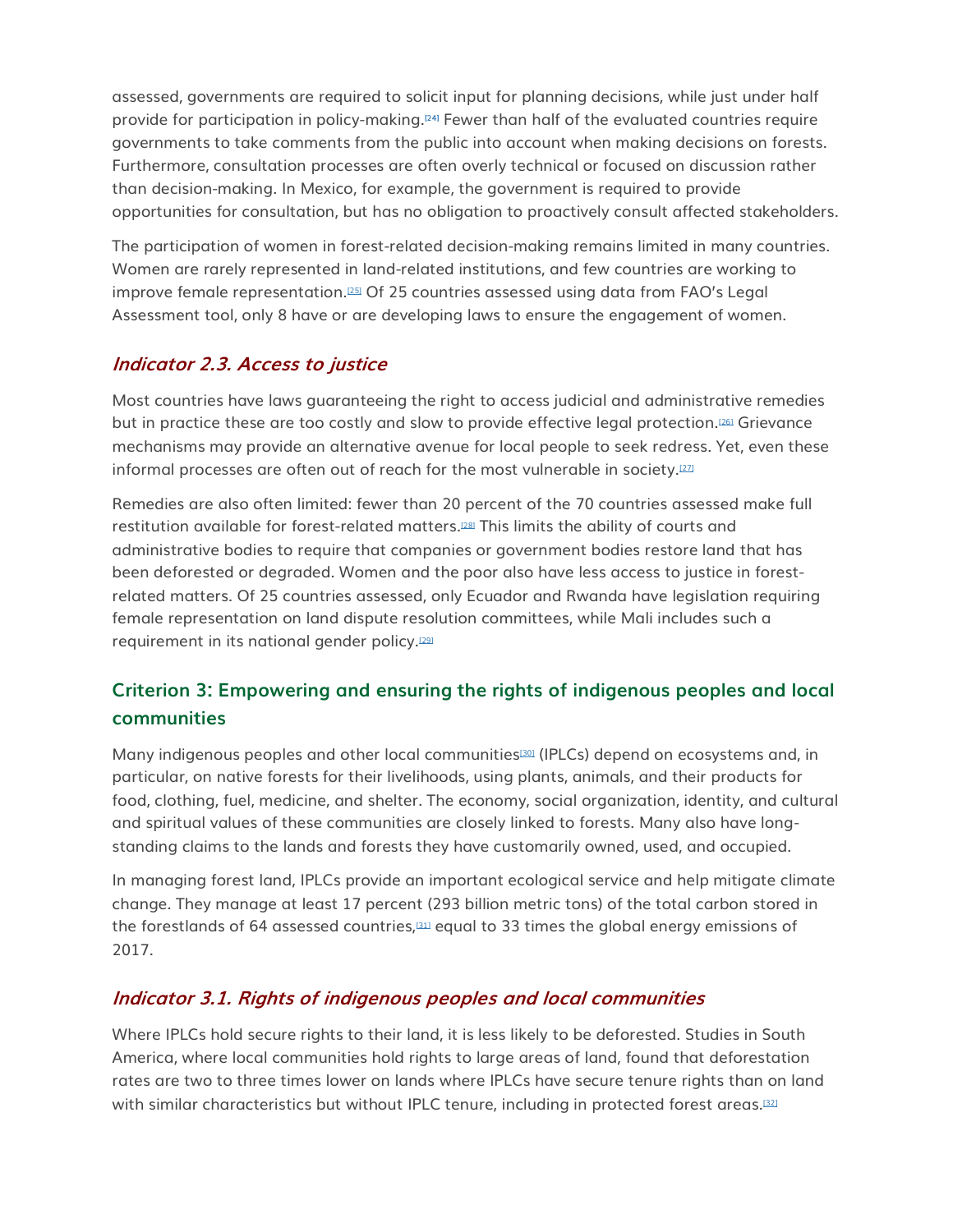assessed, governments are required to solicit input for planning decisions, while just under half provide for participation in policy-making.[24] Fewer than half of the evaluated countries require governments to take comments from the public into account when making decisions on forests. Furthermore, consultation processes are often overly technical or focused on discussion rather than decision-making. In Mexico, for example, the government is required to provide opportunities for consultation, but has no obligation to proactively consult affected stakeholders.

The participation of women in forest-related decision-making remains limited in many countries. Women are rarely represented in land-related institutions, and few countries are working to improve female representation.[25] Of 25 countries assessed using data from FAO's Legal Assessment tool, only 8 have or are developing laws to ensure the engagement of women.

### *Indicator 2.3. Access to justice*

Most countries have laws guaranteeing the right to access judicial and administrative remedies but in practice these are too costly and slow to provide effective legal protection.[26] Grievance mechanisms may provide an alternative avenue for local people to seek redress. Yet, even these informal processes are often out of reach for the most vulnerable in society.[27]

Remedies are also often limited: fewer than 20 percent of the 70 countries assessed make full restitution available for forest-related matters.[28] This limits the ability of courts and administrative bodies to require that companies or government bodies restore land that has been deforested or degraded. Women and the poor also have less access to justice in forest-related matters. Of 25 countries assessed, only Ecuador and Rwanda have legislation requiring female representation on land dispute resolution committees, while Mali includes such a requirement in its national gender policy.[29]

## Criterion 3: Empowering and ensuring the rights of indigenous peoples and local communities

Many indigenous peoples and other local communities[30] (IPLCs) depend on ecosystems and, in particular, on native forests for their livelihoods, using plants, animals, and their products for food, clothing, fuel, medicine, and shelter. The economy, social organization, identity, and cultural and spiritual values of these communities are closely linked to forests. Many also have long-standing claims to the lands and forests they have customarily owned, used, and occupied.

In managing forest land, IPLCs provide an important ecological service and help mitigate climate change. They manage at least 17 percent (293 billion metric tons) of the total carbon stored in the forestlands of 64 assessed countries,[31] equal to 33 times the global energy emissions of 2017.

### *Indicator 3.1. Rights of indigenous peoples and local communities*

Where IPLCs hold secure rights to their land, it is less likely to be deforested. Studies in South America, where local communities hold rights to large areas of land, found that deforestation rates are two to three times lower on lands where IPLCs have secure tenure rights than on land with similar characteristics but without IPLC tenure, including in protected forest areas.[32]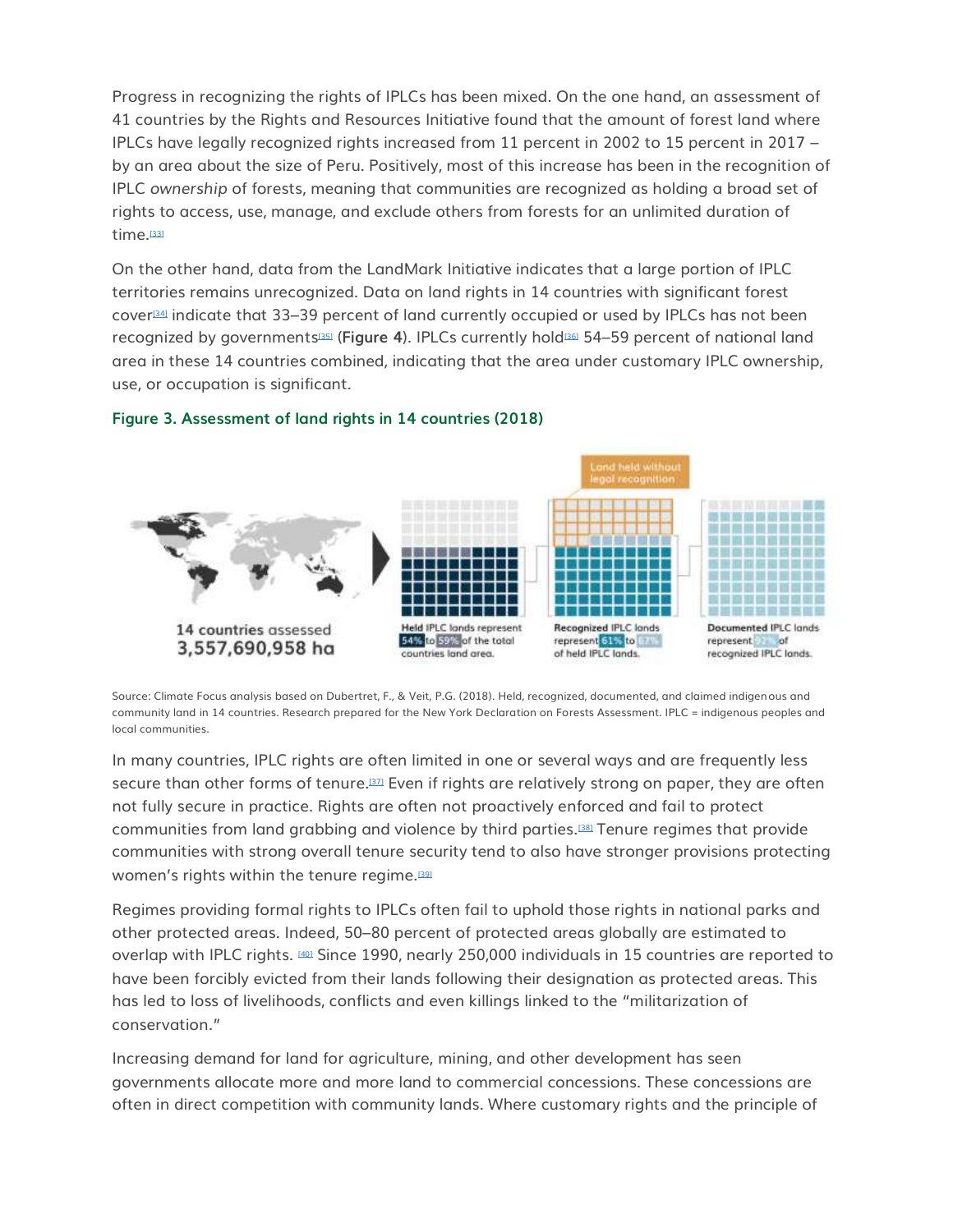Progress in recognizing the rights of IPLCs has been mixed. On the one hand, an assessment of 41 countries by the Rights and Resources Initiative found that the amount of forest land where IPLCs have legally recognized rights increased from 11 percent in 2002 to 15 percent in 2017 – by an area about the size of Peru. Positively, most of this increase has been in the recognition of IPLC *ownership* of forests, meaning that communities are recognized as holding a broad set of rights to access, use, manage, and exclude others from forests for an unlimited duration of time.[33]

On the other hand, data from the LandMark Initiative indicates that a large portion of IPLC territories remains unrecognized. Data on land rights in 14 countries with significant forest cover[34] indicate that 33–39 percent of land currently occupied or used by IPLCs has not been recognized by governments[35] (**Figure 4**). IPLCs currently hold[36] 54–59 percent of national land area in these 14 countries combined, indicating that the area under customary IPLC ownership, use, or occupation is significant.

### Figure 3. Assessment of land rights in 14 countries (2018)

14 countries assessed
3,557,690,958 ha

**Held** IPLC lands represent 54% to 59% of the total countries land area.

Land held without legal recognition

**Recognized** IPLC lands represent 61% to 67% of held IPLC lands.

**Documented** IPLC lands represent 92% of recognized IPLC lands.

Source: Climate Focus analysis based on Dubertret, F., & Veit, P.G. (2018). Held, recognized, documented, and claimed indigenous and community land in 14 countries. Research prepared for the New York Declaration on Forests Assessment. IPLC = indigenous peoples and local communities.

In many countries, IPLC rights are often limited in one or several ways and are frequently less secure than other forms of tenure.[37] Even if rights are relatively strong on paper, they are often not fully secure in practice. Rights are often not proactively enforced and fail to protect communities from land grabbing and violence by third parties.[38] Tenure regimes that provide communities with strong overall tenure security tend to also have stronger provisions protecting women's rights within the tenure regime.[39]

Regimes providing formal rights to IPLCs often fail to uphold those rights in national parks and other protected areas. Indeed, 50–80 percent of protected areas globally are estimated to overlap with IPLC rights. [40] Since 1990, nearly 250,000 individuals in 15 countries are reported to have been forcibly evicted from their lands following their designation as protected areas. This has led to loss of livelihoods, conflicts and even killings linked to the "militarization of conservation."

Increasing demand for land for agriculture, mining, and other development has seen governments allocate more and more land to commercial concessions. These concessions are often in direct competition with community lands. Where customary rights and the principle of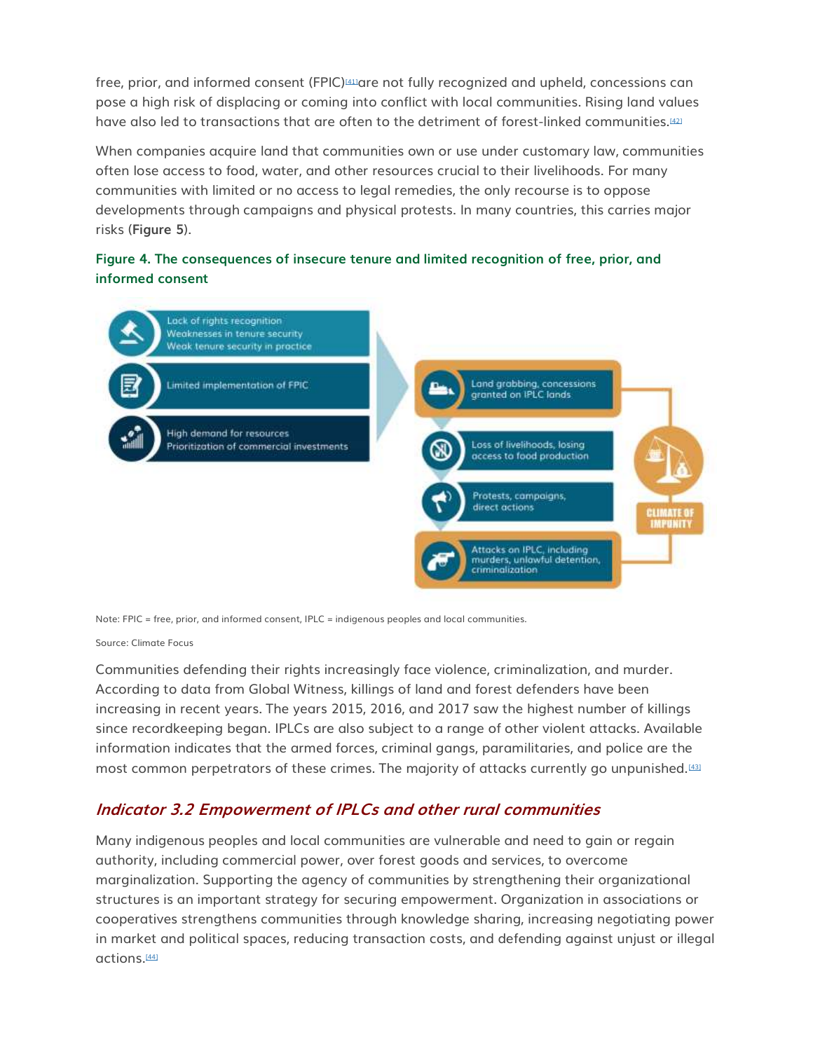free, prior, and informed consent (FPIC)[41] are not fully recognized and upheld, concessions can pose a high risk of displacing or coming into conflict with local communities. Rising land values have also led to transactions that are often to the detriment of forest-linked communities.[42]

When companies acquire land that communities own or use under customary law, communities often lose access to food, water, and other resources crucial to their livelihoods. For many communities with limited or no access to legal remedies, the only recourse is to oppose developments through campaigns and physical protests. In many countries, this carries major risks (**Figure 5**).

**Figure 4. The consequences of insecure tenure and limited recognition of free, prior, and informed consent**

Lack of rights recognition
Weaknesses in tenure security
Weak tenure security in practice

Limited implementation of FPIC

High demand for resources
Prioritization of commercial investments

Land grabbing, concessions granted on IPLC lands

Loss of livelihoods, losing access to food production

Protests, campaigns, direct actions

Attacks on IPLC, including murders, unlawful detention, criminalization

CLIMATE OF IMPUNITY

Note: FPIC = free, prior, and informed consent, IPLC = indigenous peoples and local communities.

Source: Climate Focus

Communities defending their rights increasingly face violence, criminalization, and murder. According to data from Global Witness, killings of land and forest defenders have been increasing in recent years. The years 2015, 2016, and 2017 saw the highest number of killings since recordkeeping began. IPLCs are also subject to a range of other violent attacks. Available information indicates that the armed forces, criminal gangs, paramilitaries, and police are the most common perpetrators of these crimes. The majority of attacks currently go unpunished.[43]

## *Indicator 3.2 Empowerment of IPLCs and other rural communities*

Many indigenous peoples and local communities are vulnerable and need to gain or regain authority, including commercial power, over forest goods and services, to overcome marginalization. Supporting the agency of communities by strengthening their organizational structures is an important strategy for securing empowerment. Organization in associations or cooperatives strengthens communities through knowledge sharing, increasing negotiating power in market and political spaces, reducing transaction costs, and defending against unjust or illegal actions.[44]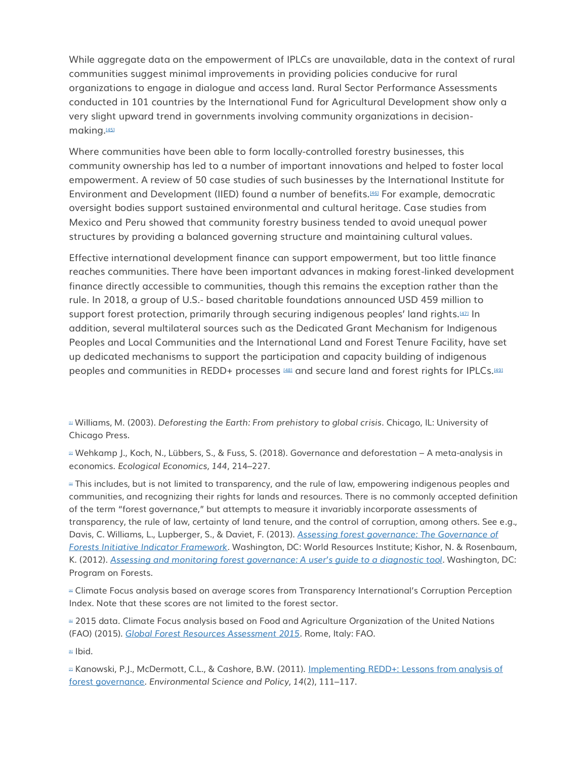While aggregate data on the empowerment of IPLCs are unavailable, data in the context of rural communities suggest minimal improvements in providing policies conducive for rural organizations to engage in dialogue and access land. Rural Sector Performance Assessments conducted in 101 countries by the International Fund for Agricultural Development show only a very slight upward trend in governments involving community organizations in decision-making.[45]

Where communities have been able to form locally-controlled forestry businesses, this community ownership has led to a number of important innovations and helped to foster local empowerment. A review of 50 case studies of such businesses by the International Institute for Environment and Development (IIED) found a number of benefits.[46] For example, democratic oversight bodies support sustained environmental and cultural heritage. Case studies from Mexico and Peru showed that community forestry business tended to avoid unequal power structures by providing a balanced governing structure and maintaining cultural values.

Effective international development finance can support empowerment, but too little finance reaches communities. There have been important advances in making forest-linked development finance directly accessible to communities, though this remains the exception rather than the rule. In 2018, a group of U.S.- based charitable foundations announced USD 459 million to support forest protection, primarily through securing indigenous peoples' land rights.[47] In addition, several multilateral sources such as the Dedicated Grant Mechanism for Indigenous Peoples and Local Communities and the International Land and Forest Tenure Facility, have set up dedicated mechanisms to support the participation and capacity building of indigenous peoples and communities in REDD+ processes [48] and secure land and forest rights for IPLCs.[49]

[1] Williams, M. (2003). *Deforesting the Earth: From prehistory to global crisis*. Chicago, IL: University of Chicago Press.

[2] Wehkamp J., Koch, N., Lübbers, S., & Fuss, S. (2018). Governance and deforestation – A meta-analysis in economics. *Ecological Economics, 144*, 214–227.

[3] This includes, but is not limited to transparency, and the rule of law, empowering indigenous peoples and communities, and recognizing their rights for lands and resources. There is no commonly accepted definition of the term "forest governance," but attempts to measure it invariably incorporate assessments of transparency, the rule of law, certainty of land tenure, and the control of corruption, among others. See e.g., Davis, C. Williams, L., Lupberger, S., & Daviet, F. (2013). *Assessing forest governance: The Governance of Forests Initiative Indicator Framework*. Washington, DC: World Resources Institute; Kishor, N. & Rosenbaum, K. (2012). *Assessing and monitoring forest governance: A user's guide to a diagnostic tool*. Washington, DC: Program on Forests.

[4] Climate Focus analysis based on average scores from Transparency International's Corruption Perception Index. Note that these scores are not limited to the forest sector.

[5] 2015 data. Climate Focus analysis based on Food and Agriculture Organization of the United Nations (FAO) (2015). *Global Forest Resources Assessment 2015*. Rome, Italy: FAO.

[6] Ibid.

[7] Kanowski, P.J., McDermott, C.L., & Cashore, B.W. (2011). Implementing REDD+: Lessons from analysis of forest governance. *Environmental Science and Policy, 14*(2), 111–117.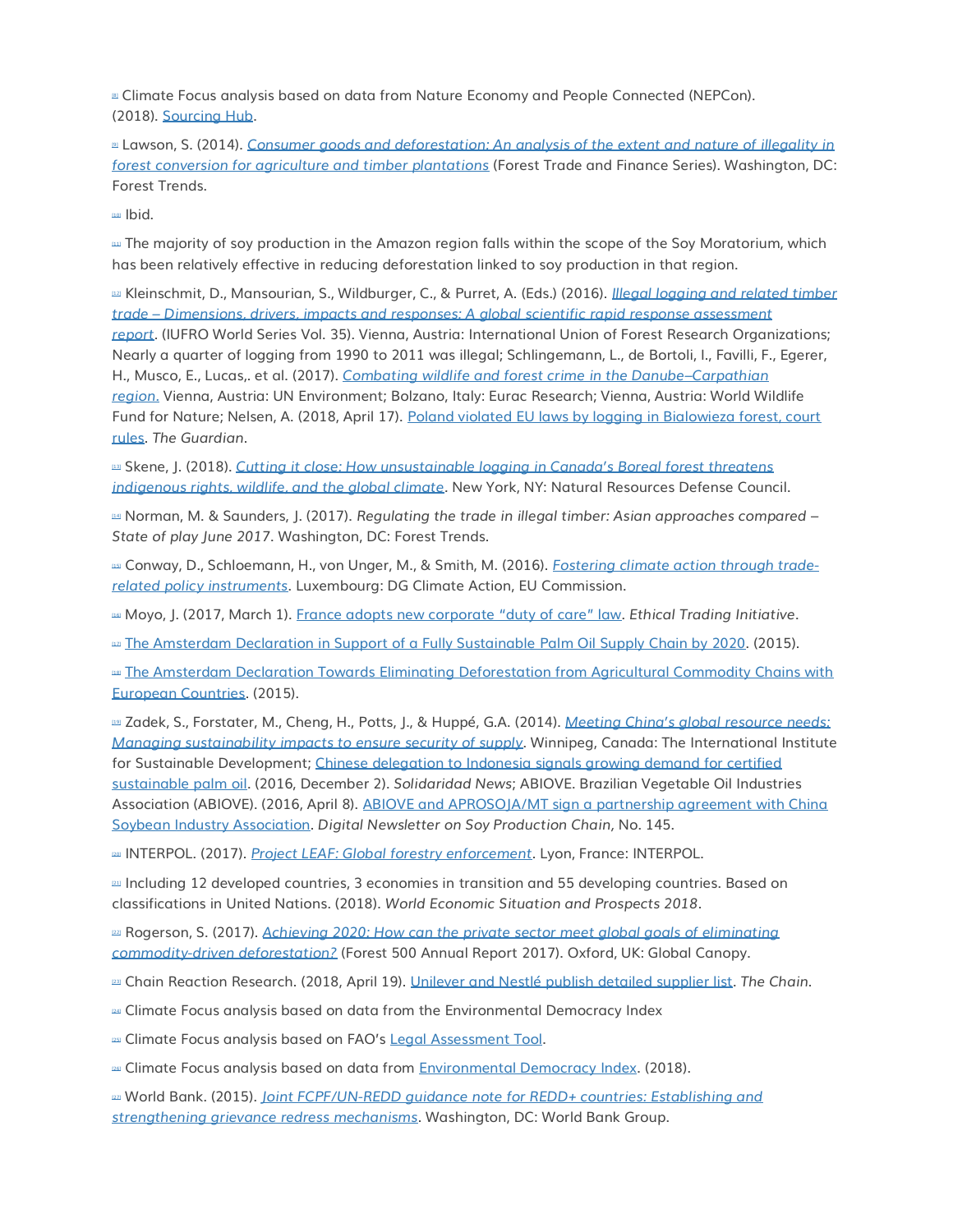[9] Climate Focus analysis based on data from Nature Economy and People Connected (NEPCon). (2018). Sourcing Hub.

[10] Lawson, S. (2014). *Consumer goods and deforestation: An analysis of the extent and nature of illegality in forest conversion for agriculture and timber plantations* (Forest Trade and Finance Series). Washington, DC: Forest Trends.

[100] Ibid.

[101] The majority of soy production in the Amazon region falls within the scope of the Soy Moratorium, which has been relatively effective in reducing deforestation linked to soy production in that region.

[102] Kleinschmit, D., Mansourian, S., Wildburger, C., & Purret, A. (Eds.) (2016). *Illegal logging and related timber trade – Dimensions, drivers, impacts and responses: A global scientific rapid response assessment report*. (IUFRO World Series Vol. 35). Vienna, Austria: International Union of Forest Research Organizations; Nearly a quarter of logging from 1990 to 2011 was illegal; Schlingemann, L., de Bortoli, I., Favilli, F., Egerer, H., Musco, E., Lucas,. et al. (2017). *Combating wildlife and forest crime in the Danube–Carpathian region.* Vienna, Austria: UN Environment; Bolzano, Italy: Eurac Research; Vienna, Austria: World Wildlife Fund for Nature; Nelsen, A. (2018, April 17). Poland violated EU laws by logging in Bialowieza forest, court rules. *The Guardian*.

[103] Skene, J. (2018). *Cutting it close: How unsustainable logging in Canada's Boreal forest threatens indigenous rights, wildlife, and the global climate*. New York, NY: Natural Resources Defense Council.

[104] Norman, M. & Saunders, J. (2017). *Regulating the trade in illegal timber: Asian approaches compared – State of play June 2017*. Washington, DC: Forest Trends.

[105] Conway, D., Schloemann, H., von Unger, M., & Smith, M. (2016). *Fostering climate action through trade-related policy instruments*. Luxembourg: DG Climate Action, EU Commission.

[106] Moyo, J. (2017, March 1). France adopts new corporate "duty of care" law. *Ethical Trading Initiative*.

[107] The Amsterdam Declaration in Support of a Fully Sustainable Palm Oil Supply Chain by 2020. (2015).

[108] The Amsterdam Declaration Towards Eliminating Deforestation from Agricultural Commodity Chains with European Countries. (2015).

[109] Zadek, S., Forstater, M., Cheng, H., Potts, J., & Huppé, G.A. (2014). *Meeting China's global resource needs: Managing sustainability impacts to ensure security of supply*. Winnipeg, Canada: The International Institute for Sustainable Development; Chinese delegation to Indonesia signals growing demand for certified sustainable palm oil. (2016, December 2). *Solidaridad News*; ABIOVE. Brazilian Vegetable Oil Industries Association (ABIOVE). (2016, April 8). ABIOVE and APROSOJA/MT sign a partnership agreement with China Soybean Industry Association. *Digital Newsletter on Soy Production Chain,* No. 145.

[110] INTERPOL. (2017). *Project LEAF: Global forestry enforcement*. Lyon, France: INTERPOL.

[111] Including 12 developed countries, 3 economies in transition and 55 developing countries. Based on classifications in United Nations. (2018). *World Economic Situation and Prospects 2018*.

[112] Rogerson, S. (2017). *Achieving 2020: How can the private sector meet global goals of eliminating commodity-driven deforestation?* (Forest 500 Annual Report 2017). Oxford, UK: Global Canopy.

[113] Chain Reaction Research. (2018, April 19). Unilever and Nestlé publish detailed supplier list. *The Chain*.

[114] Climate Focus analysis based on data from the Environmental Democracy Index

[115] Climate Focus analysis based on FAO's Legal Assessment Tool.

[116] Climate Focus analysis based on data from Environmental Democracy Index. (2018).

[117] World Bank. (2015). *Joint FCPF/UN-REDD guidance note for REDD+ countries: Establishing and strengthening grievance redress mechanisms*. Washington, DC: World Bank Group.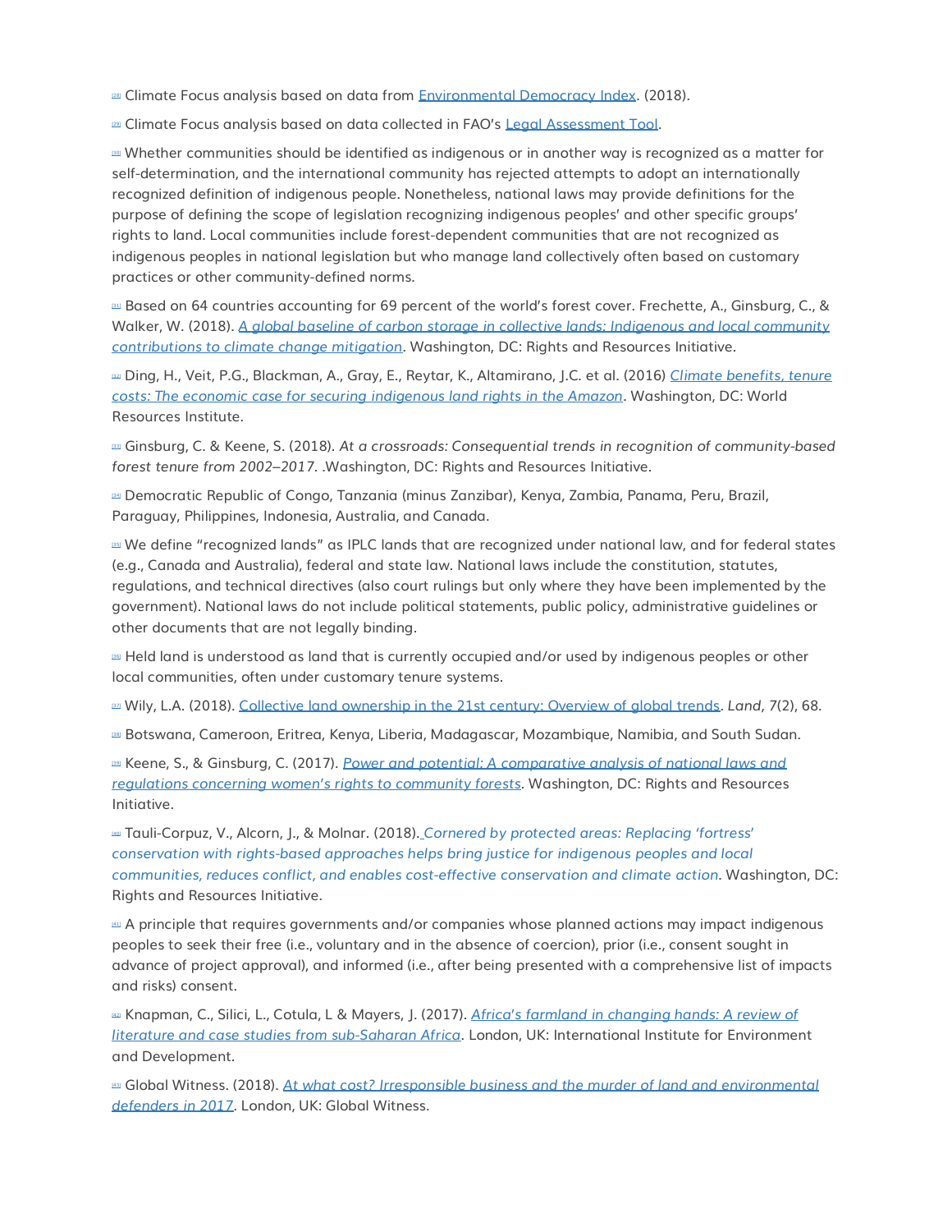[28] Climate Focus analysis based on data from Environmental Democracy Index. (2018).

[29] Climate Focus analysis based on data collected in FAO's Legal Assessment Tool.

[30] Whether communities should be identified as indigenous or in another way is recognized as a matter for self-determination, and the international community has rejected attempts to adopt an internationally recognized definition of indigenous people. Nonetheless, national laws may provide definitions for the purpose of defining the scope of legislation recognizing indigenous peoples' and other specific groups' rights to land. Local communities include forest-dependent communities that are not recognized as indigenous peoples in national legislation but who manage land collectively often based on customary practices or other community-defined norms.

[31] Based on 64 countries accounting for 69 percent of the world's forest cover. Frechette, A., Ginsburg, C., & Walker, W. (2018). *A global baseline of carbon storage in collective lands: Indigenous and local community contributions to climate change mitigation*. Washington, DC: Rights and Resources Initiative.

[32] Ding, H., Veit, P.G., Blackman, A., Gray, E., Reytar, K., Altamirano, J.C. et al. (2016) *Climate benefits, tenure costs: The economic case for securing indigenous land rights in the Amazon*. Washington, DC: World Resources Institute.

[33] Ginsburg, C. & Keene, S. (2018). *At a crossroads: Consequential trends in recognition of community-based forest tenure from 2002–2017*. .Washington, DC: Rights and Resources Initiative.

[34] Democratic Republic of Congo, Tanzania (minus Zanzibar), Kenya, Zambia, Panama, Peru, Brazil, Paraguay, Philippines, Indonesia, Australia, and Canada.

[35] We define "recognized lands" as IPLC lands that are recognized under national law, and for federal states (e.g., Canada and Australia), federal and state law. National laws include the constitution, statutes, regulations, and technical directives (also court rulings but only where they have been implemented by the government). National laws do not include political statements, public policy, administrative guidelines or other documents that are not legally binding.

[36] Held land is understood as land that is currently occupied and/or used by indigenous peoples or other local communities, often under customary tenure systems.

[37] Wily, L.A. (2018). Collective land ownership in the 21st century: Overview of global trends. *Land, 7*(2), 68.

[38] Botswana, Cameroon, Eritrea, Kenya, Liberia, Madagascar, Mozambique, Namibia, and South Sudan.

[39] Keene, S., & Ginsburg, C. (2017). *Power and potential: A comparative analysis of national laws and regulations concerning women's rights to community forests*. Washington, DC: Rights and Resources Initiative.

[40] Tauli-Corpuz, V., Alcorn, J., & Molnar. (2018). *Cornered by protected areas: Replacing 'fortress' conservation with rights-based approaches helps bring justice for indigenous peoples and local communities, reduces conflict, and enables cost-effective conservation and climate action*. Washington, DC: Rights and Resources Initiative.

[41] A principle that requires governments and/or companies whose planned actions may impact indigenous peoples to seek their free (i.e., voluntary and in the absence of coercion), prior (i.e., consent sought in advance of project approval), and informed (i.e., after being presented with a comprehensive list of impacts and risks) consent.

[42] Knapman, C., Silici, L., Cotula, L & Mayers, J. (2017). *Africa's farmland in changing hands: A review of literature and case studies from sub-Saharan Africa*. London, UK: International Institute for Environment and Development.

[43] Global Witness. (2018). *At what cost? Irresponsible business and the murder of land and environmental defenders in 2017*. London, UK: Global Witness.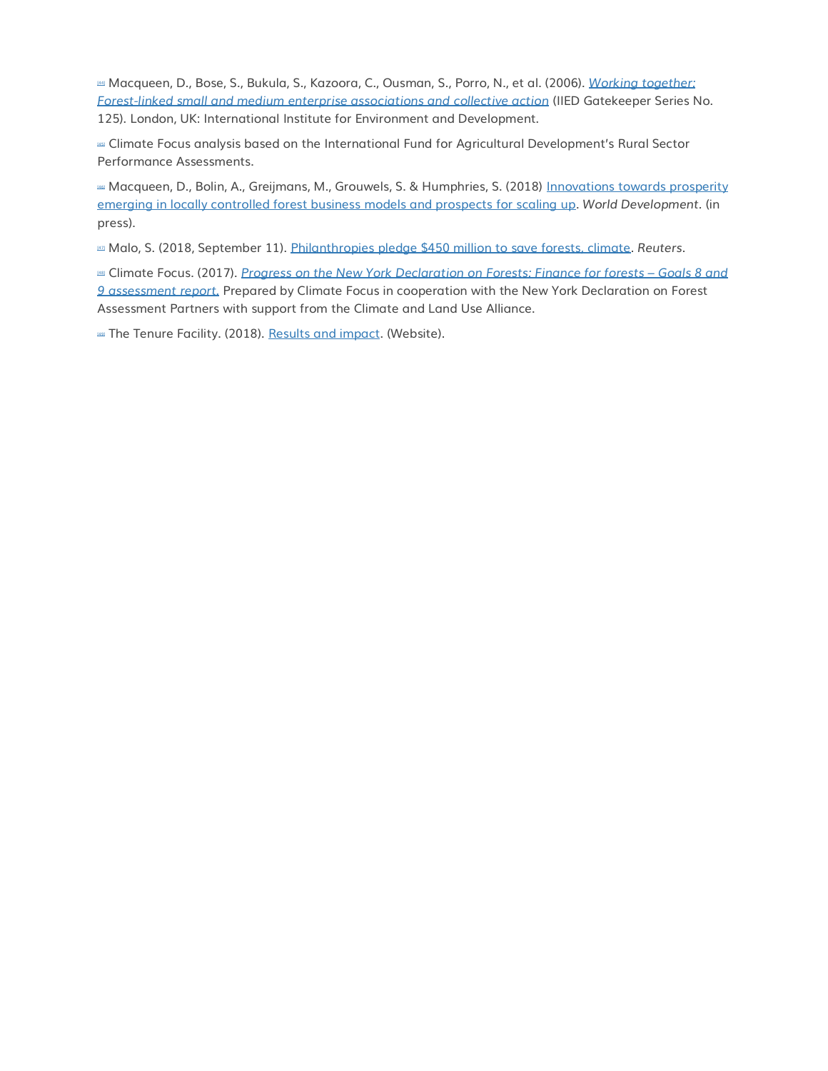[44] Macqueen, D., Bose, S., Bukula, S., Kazoora, C., Ousman, S., Porro, N., et al. (2006). *Working together: Forest-linked small and medium enterprise associations and collective action* (IIED Gatekeeper Series No. 125). London, UK: International Institute for Environment and Development.

[45] Climate Focus analysis based on the International Fund for Agricultural Development's Rural Sector Performance Assessments.

[46] Macqueen, D., Bolin, A., Greijmans, M., Grouwels, S. & Humphries, S. (2018) Innovations towards prosperity emerging in locally controlled forest business models and prospects for scaling up. *World Development*. (in press).

[47] Malo, S. (2018, September 11). Philanthropies pledge $450 million to save forests, climate. *Reuters*.

[48] Climate Focus. (2017). *Progress on the New York Declaration on Forests: Finance for forests – Goals 8 and 9 assessment report.* Prepared by Climate Focus in cooperation with the New York Declaration on Forest Assessment Partners with support from the Climate and Land Use Alliance.

[49] The Tenure Facility. (2018). Results and impact. (Website).